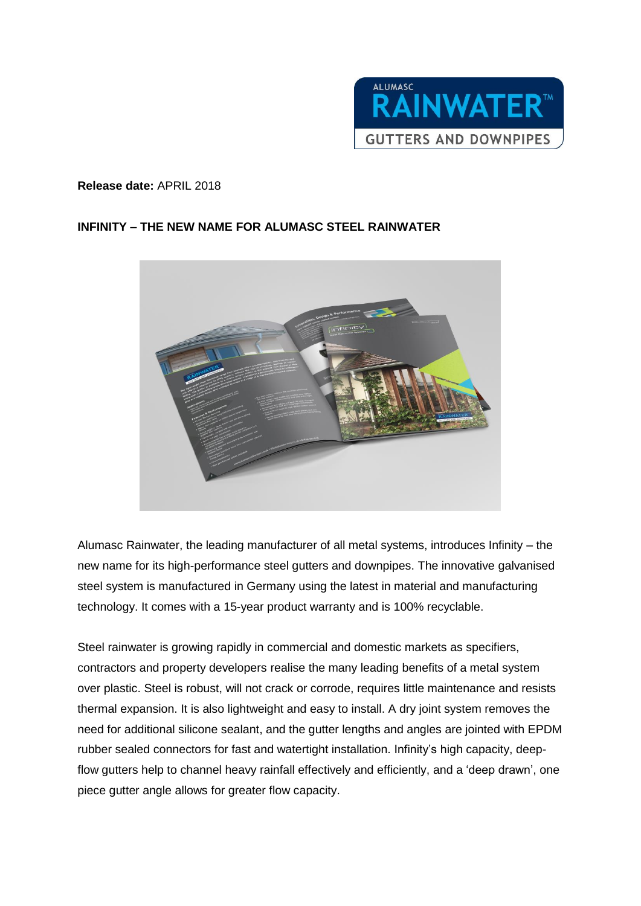**Release date:** APRIL 2018

**INFINITY – THE NEW NAME FOR ALUMASC STEEL RAINWATER**

Alumasc Rainwater, the leading manufacturer of all metal systems, introduces Infinity – the new name for its high-performance steel gutters and downpipes. The innovative galvanised steel system is manufactured in Germany using the latest in material and manufacturing technology. It comes with a 15-year product warranty and is 100% recyclable.

Steel rainwater is growing rapidly in commercial and domestic markets as specifiers, contractors and property developers realise the many leading benefits of a metal system over plastic. Steel is robust, will not crack or corrode, requires little maintenance and resists thermal expansion. It is also lightweight and easy to install. A dry joint system removes the need for additional silicone sealant, and the gutter lengths and angles are jointed with EPDM rubber sealed connectors for fast and watertight installation. Infinity's high capacity, deep-flow gutters help to channel heavy rainfall effectively and efficiently, and a 'deep drawn', one piece gutter angle allows for greater flow capacity.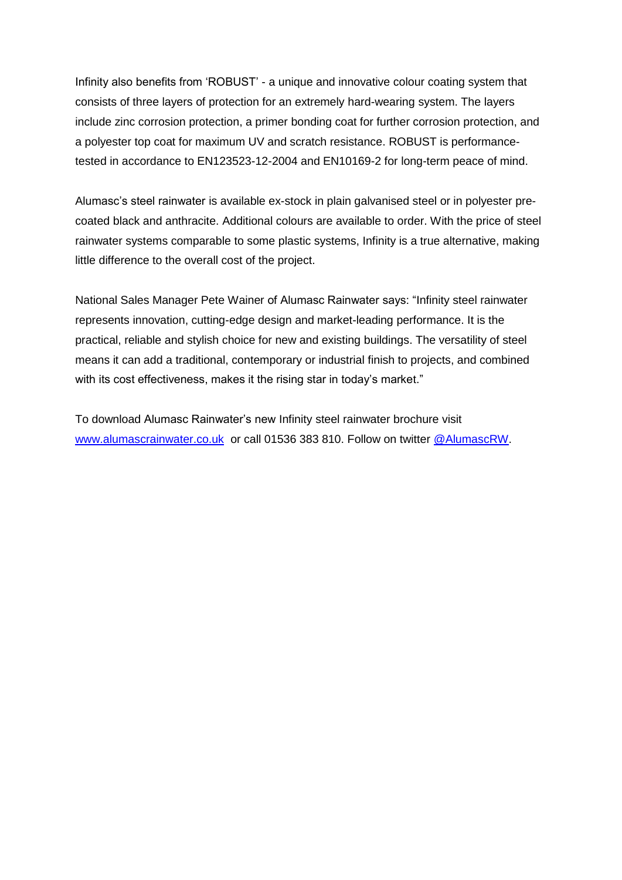Infinity also benefits from 'ROBUST' - a unique and innovative colour coating system that consists of three layers of protection for an extremely hard-wearing system. The layers include zinc corrosion protection, a primer bonding coat for further corrosion protection, and a polyester top coat for maximum UV and scratch resistance. ROBUST is performance-tested in accordance to EN123523-12-2004 and EN10169-2 for long-term peace of mind.

Alumasc's steel rainwater is available ex-stock in plain galvanised steel or in polyester pre-coated black and anthracite. Additional colours are available to order. With the price of steel rainwater systems comparable to some plastic systems, Infinity is a true alternative, making little difference to the overall cost of the project.

National Sales Manager Pete Wainer of Alumasc Rainwater says: "Infinity steel rainwater represents innovation, cutting-edge design and market-leading performance. It is the practical, reliable and stylish choice for new and existing buildings. The versatility of steel means it can add a traditional, contemporary or industrial finish to projects, and combined with its cost effectiveness, makes it the rising star in today's market."

To download Alumasc Rainwater's new Infinity steel rainwater brochure visit [www.alumascrainwater.co.uk](http://www.alumascrainwater.co.uk) or call 01536 383 810. Follow on twitter [@AlumascRW](https://twitter.com/AlumascRW).